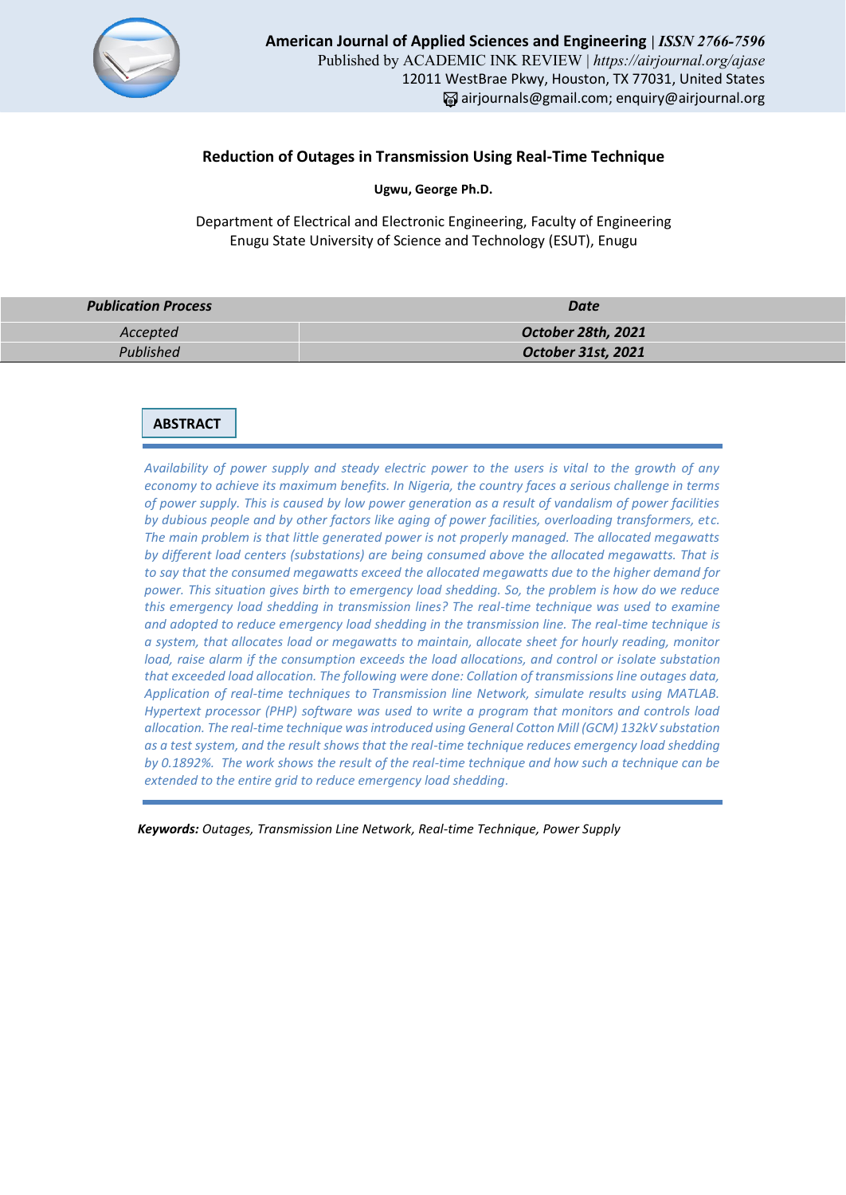# Reduction of Outages in Transmission Using Real-Time Technique

**Ugwu, George Ph.D.**

Department of Electrical and Electronic Engineering, Faculty of Engineering
Enugu State University of Science and Technology (ESUT), Enugu

| Publication Process | Date |
|---|---|
| Accepted | October 28th, 2021 |
| Published | October 31st, 2021 |

## ABSTRACT

*Availability of power supply and steady electric power to the users is vital to the growth of any economy to achieve its maximum benefits. In Nigeria, the country faces a serious challenge in terms of power supply. This is caused by low power generation as a result of vandalism of power facilities by dubious people and by other factors like aging of power facilities, overloading transformers, etc. The main problem is that little generated power is not properly managed. The allocated megawatts by different load centers (substations) are being consumed above the allocated megawatts. That is to say that the consumed megawatts exceed the allocated megawatts due to the higher demand for power. This situation gives birth to emergency load shedding. So, the problem is how do we reduce this emergency load shedding in transmission lines? The real-time technique was used to examine and adopted to reduce emergency load shedding in the transmission line. The real-time technique is a system, that allocates load or megawatts to maintain, allocate sheet for hourly reading, monitor load, raise alarm if the consumption exceeds the load allocations, and control or isolate substation that exceeded load allocation. The following were done: Collation of transmissions line outages data, Application of real-time techniques to Transmission line Network, simulate results using MATLAB. Hypertext processor (PHP) software was used to write a program that monitors and controls load allocation. The real-time technique was introduced using General Cotton Mill (GCM) 132kV substation as a test system, and the result shows that the real-time technique reduces emergency load shedding by 0.1892%. The work shows the result of the real-time technique and how such a technique can be extended to the entire grid to reduce emergency load shedding.*

***Keywords:*** *Outages, Transmission Line Network, Real-time Technique, Power Supply*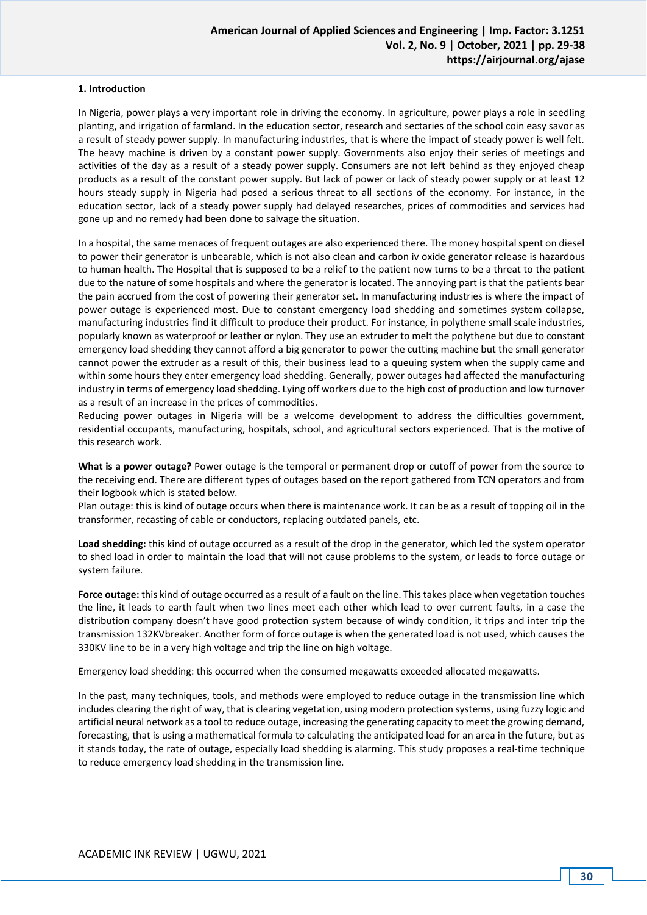## 1. Introduction

In Nigeria, power plays a very important role in driving the economy. In agriculture, power plays a role in seedling planting, and irrigation of farmland. In the education sector, research and sectaries of the school coin easy savor as a result of steady power supply. In manufacturing industries, that is where the impact of steady power is well felt. The heavy machine is driven by a constant power supply. Governments also enjoy their series of meetings and activities of the day as a result of a steady power supply. Consumers are not left behind as they enjoyed cheap products as a result of the constant power supply. But lack of power or lack of steady power supply or at least 12 hours steady supply in Nigeria had posed a serious threat to all sections of the economy. For instance, in the education sector, lack of a steady power supply had delayed researches, prices of commodities and services had gone up and no remedy had been done to salvage the situation.

In a hospital, the same menaces of frequent outages are also experienced there. The money hospital spent on diesel to power their generator is unbearable, which is not also clean and carbon iv oxide generator release is hazardous to human health. The Hospital that is supposed to be a relief to the patient now turns to be a threat to the patient due to the nature of some hospitals and where the generator is located. The annoying part is that the patients bear the pain accrued from the cost of powering their generator set. In manufacturing industries is where the impact of power outage is experienced most. Due to constant emergency load shedding and sometimes system collapse, manufacturing industries find it difficult to produce their product. For instance, in polythene small scale industries, popularly known as waterproof or leather or nylon. They use an extruder to melt the polythene but due to constant emergency load shedding they cannot afford a big generator to power the cutting machine but the small generator cannot power the extruder as a result of this, their business lead to a queuing system when the supply came and within some hours they enter emergency load shedding. Generally, power outages had affected the manufacturing industry in terms of emergency load shedding. Lying off workers due to the high cost of production and low turnover as a result of an increase in the prices of commodities.

Reducing power outages in Nigeria will be a welcome development to address the difficulties government, residential occupants, manufacturing, hospitals, school, and agricultural sectors experienced. That is the motive of this research work.

**What is a power outage?** Power outage is the temporal or permanent drop or cutoff of power from the source to the receiving end. There are different types of outages based on the report gathered from TCN operators and from their logbook which is stated below.

Plan outage: this is kind of outage occurs when there is maintenance work. It can be as a result of topping oil in the transformer, recasting of cable or conductors, replacing outdated panels, etc.

**Load shedding:** this kind of outage occurred as a result of the drop in the generator, which led the system operator to shed load in order to maintain the load that will not cause problems to the system, or leads to force outage or system failure.

**Force outage:** this kind of outage occurred as a result of a fault on the line. This takes place when vegetation touches the line, it leads to earth fault when two lines meet each other which lead to over current faults, in a case the distribution company doesn't have good protection system because of windy condition, it trips and inter trip the transmission 132KVbreaker. Another form of force outage is when the generated load is not used, which causes the 330KV line to be in a very high voltage and trip the line on high voltage.

Emergency load shedding: this occurred when the consumed megawatts exceeded allocated megawatts.

In the past, many techniques, tools, and methods were employed to reduce outage in the transmission line which includes clearing the right of way, that is clearing vegetation, using modern protection systems, using fuzzy logic and artificial neural network as a tool to reduce outage, increasing the generating capacity to meet the growing demand, forecasting, that is using a mathematical formula to calculating the anticipated load for an area in the future, but as it stands today, the rate of outage, especially load shedding is alarming. This study proposes a real-time technique to reduce emergency load shedding in the transmission line.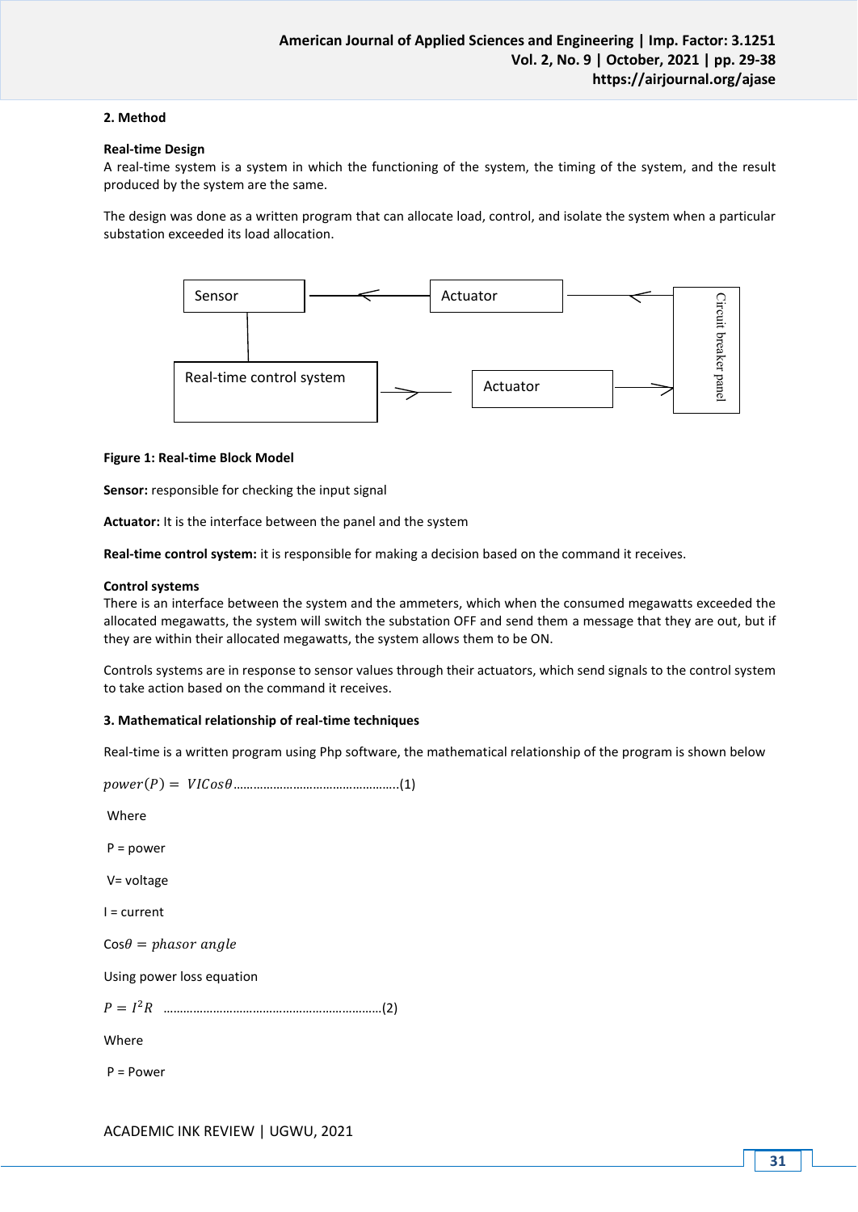## 2. Method

### Real-time Design

A real-time system is a system in which the functioning of the system, the timing of the system, and the result produced by the system are the same.

The design was done as a written program that can allocate load, control, and isolate the system when a particular substation exceeded its load allocation.

**Figure 1: Real-time Block Model**

**Sensor:** responsible for checking the input signal

**Actuator:** It is the interface between the panel and the system

**Real-time control system:** it is responsible for making a decision based on the command it receives.

### Control systems

There is an interface between the system and the ammeters, which when the consumed megawatts exceeded the allocated megawatts, the system will switch the substation OFF and send them a message that they are out, but if they are within their allocated megawatts, the system allows them to be ON.

Controls systems are in response to sensor values through their actuators, which send signals to the control system to take action based on the command it receives.

## 3. Mathematical relationship of real-time techniques

Real-time is a written program using Php software, the mathematical relationship of the program is shown below

$$power(P) = VICos\theta \quad \text{.................................................(1)}$$

Where

P = power

V= voltage

I = current

$\text{Cos}\theta = phasor\ angle$

Using power loss equation

$$P = I^2R \quad \text{.................................................................(2)}$$

Where

P = Power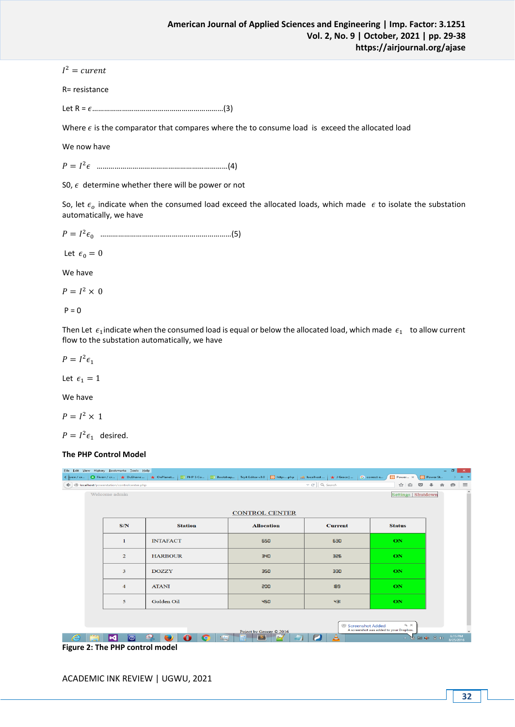$I^2$ = *current*

R= resistance

Let R = $\epsilon$..................................................................(3)

Where $\epsilon$ is the comparator that compares where the to consume load is exceed the allocated load

We now have

$P = I^2\epsilon$ ....................................................................(4)

S0, $\epsilon$ determine whether there will be power or not

So, let $\epsilon_o$ indicate when the consumed load exceed the allocated loads, which made $\epsilon$ to isolate the substation automatically, we have

$P = I^2\epsilon_0$ ....................................................................(5)

Let $\epsilon_0 = 0$

We have

$P = I^2 \times 0$

P = 0

Then Let $\epsilon_1$ indicate when the consumed load is equal or below the allocated load, which made $\epsilon_1$ to allow current flow to the substation automatically, we have

$P = I^2\epsilon_1$

Let $\epsilon_1 = 1$

We have

$P = I^2 \times 1$

$P = I^2\epsilon_1$ desired.

**The PHP Control Model**

Welcome admin | Settings | Shutdown

CONTROL CENTER

| S/N | Station | Allocation | Current | Status |
|---|---|---|---|---|
| 1 | INTAFACT | 650 | 630 | ON |
| 2 | HARBOUR | 340 | 326 | ON |
| 3 | DOZZY | 350 | 330 | ON |
| 4 | ATANI | 200 | 189 | ON |
| 5 | Golden Oil | 450 | 431 | ON |

Poject by George © 2016

**Figure 2: The PHP control model**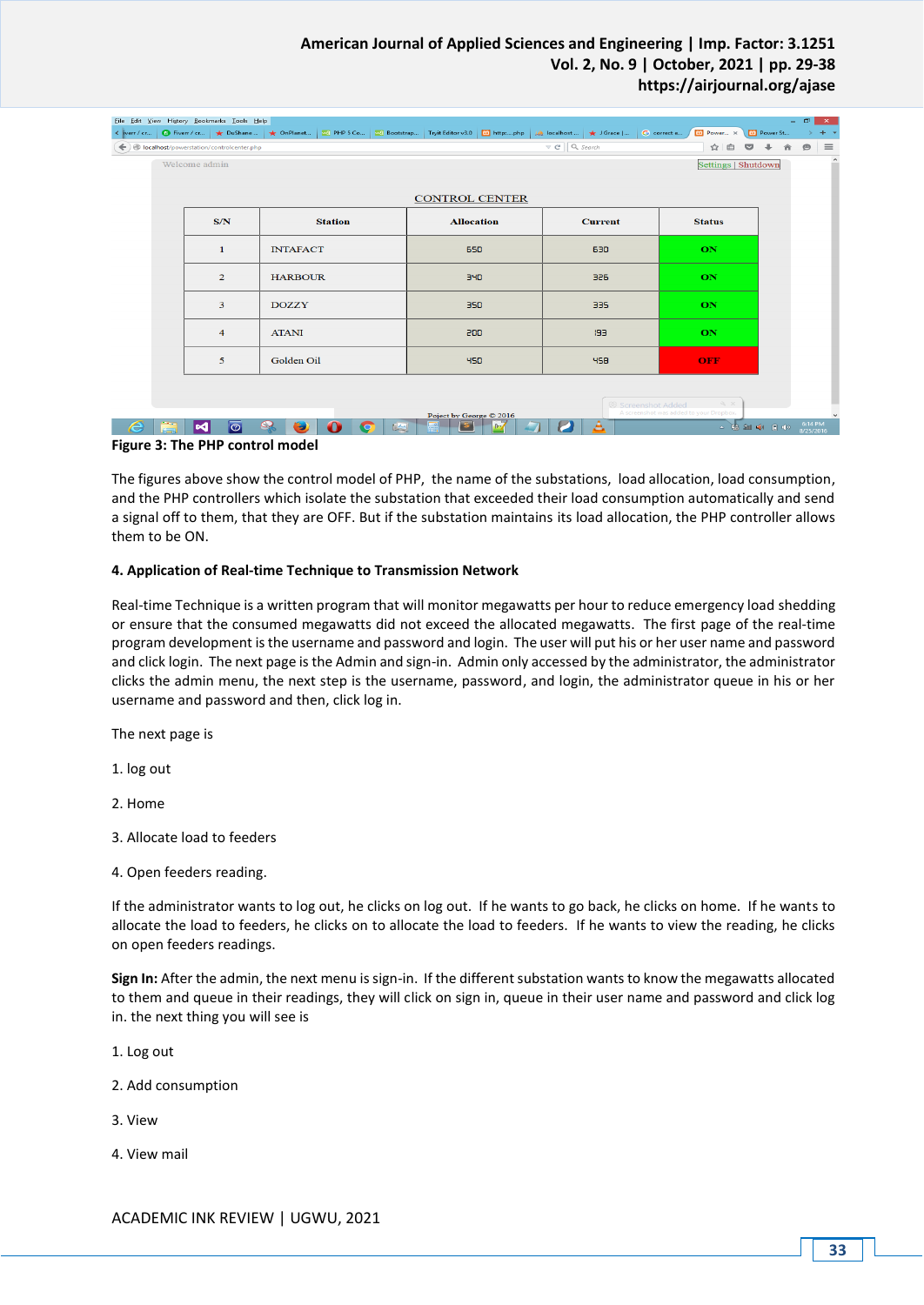| S/N | Station | Allocation | Current | Status |
|---|---|---|---|---|
| 1 | INTAFACT | 650 | 630 | ON |
| 2 | HARBOUR | 340 | 326 | ON |
| 3 | DOZZY | 350 | 335 | ON |
| 4 | ATANI | 200 | 193 | ON |
| 5 | Golden Oil | 450 | 458 | OFF |

**Figure 3: The PHP control model**

The figures above show the control model of PHP, the name of the substations, load allocation, load consumption, and the PHP controllers which isolate the substation that exceeded their load consumption automatically and send a signal off to them, that they are OFF. But if the substation maintains its load allocation, the PHP controller allows them to be ON.

#### 4. Application of Real-time Technique to Transmission Network

Real-time Technique is a written program that will monitor megawatts per hour to reduce emergency load shedding or ensure that the consumed megawatts did not exceed the allocated megawatts. The first page of the real-time program development is the username and password and login. The user will put his or her user name and password and click login. The next page is the Admin and sign-in. Admin only accessed by the administrator, the administrator clicks the admin menu, the next step is the username, password, and login, the administrator queue in his or her username and password and then, click log in.

The next page is

1. log out
2. Home
3. Allocate load to feeders
4. Open feeders reading.

If the administrator wants to log out, he clicks on log out. If he wants to go back, he clicks on home. If he wants to allocate the load to feeders, he clicks on to allocate the load to feeders. If he wants to view the reading, he clicks on open feeders readings.

**Sign In:** After the admin, the next menu is sign-in. If the different substation wants to know the megawatts allocated to them and queue in their readings, they will click on sign in, queue in their user name and password and click log in. the next thing you will see is

1. Log out
2. Add consumption
3. View
4. View mail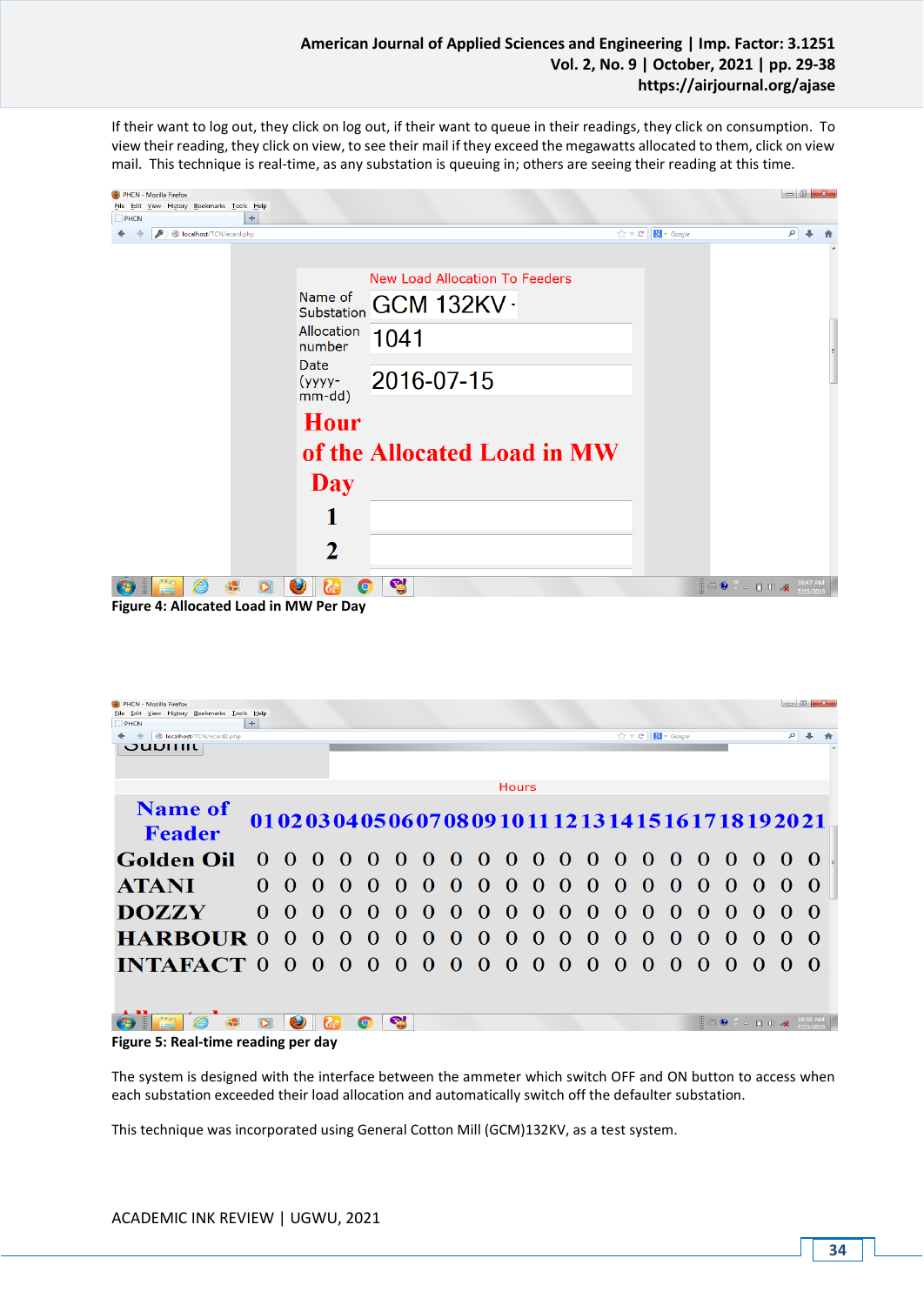If their want to log out, they click on log out, if their want to queue in their readings, they click on consumption. To view their reading, they click on view, to see their mail if they exceed the megawatts allocated to them, click on view mail. This technique is real-time, as any substation is queuing in; others are seeing their reading at this time.

Figure 4: Allocated Load in MW Per Day

Figure 5: Real-time reading per day

The system is designed with the interface between the ammeter which switch OFF and ON button to access when each substation exceeded their load allocation and automatically switch off the defaulter substation.

This technique was incorporated using General Cotton Mill (GCM)132KV, as a test system.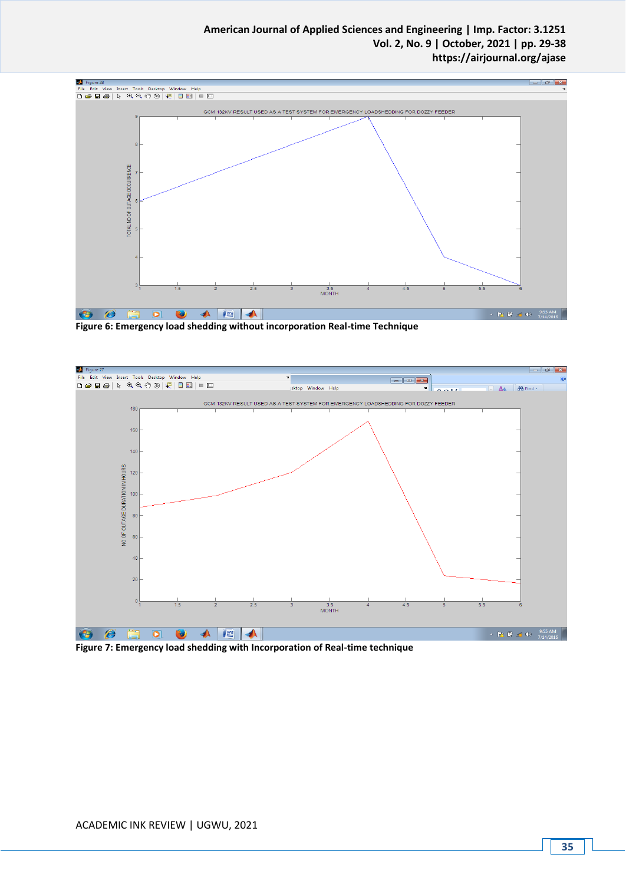Figure 6: Emergency load shedding without incorporation Real-time Technique

Figure 7: Emergency load shedding with Incorporation of Real-time technique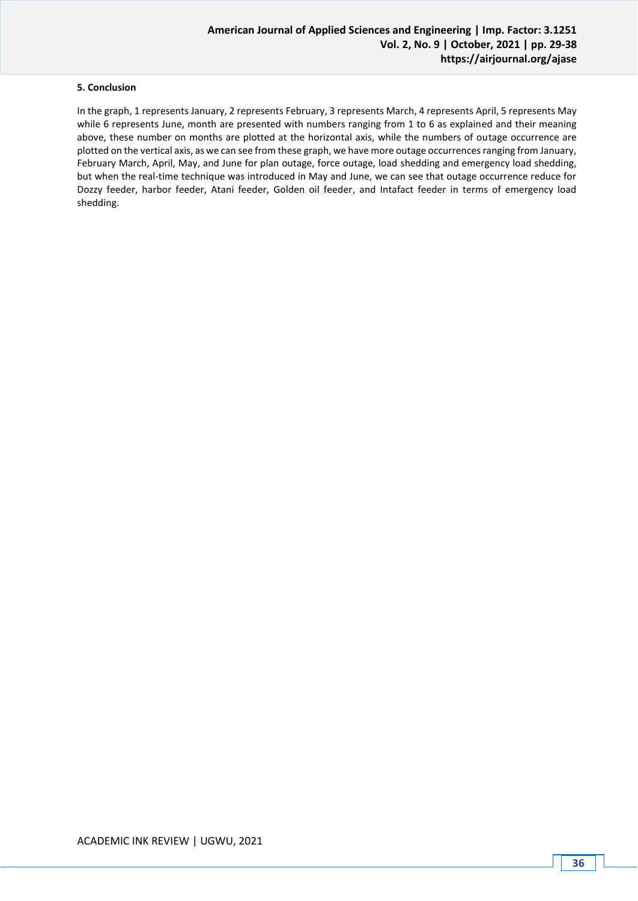## 5. Conclusion

In the graph, 1 represents January, 2 represents February, 3 represents March, 4 represents April, 5 represents May while 6 represents June, month are presented with numbers ranging from 1 to 6 as explained and their meaning above, these number on months are plotted at the horizontal axis, while the numbers of outage occurrence are plotted on the vertical axis, as we can see from these graph, we have more outage occurrences ranging from January, February March, April, May, and June for plan outage, force outage, load shedding and emergency load shedding, but when the real-time technique was introduced in May and June, we can see that outage occurrence reduce for Dozzy feeder, harbor feeder, Atani feeder, Golden oil feeder, and Intafact feeder in terms of emergency load shedding.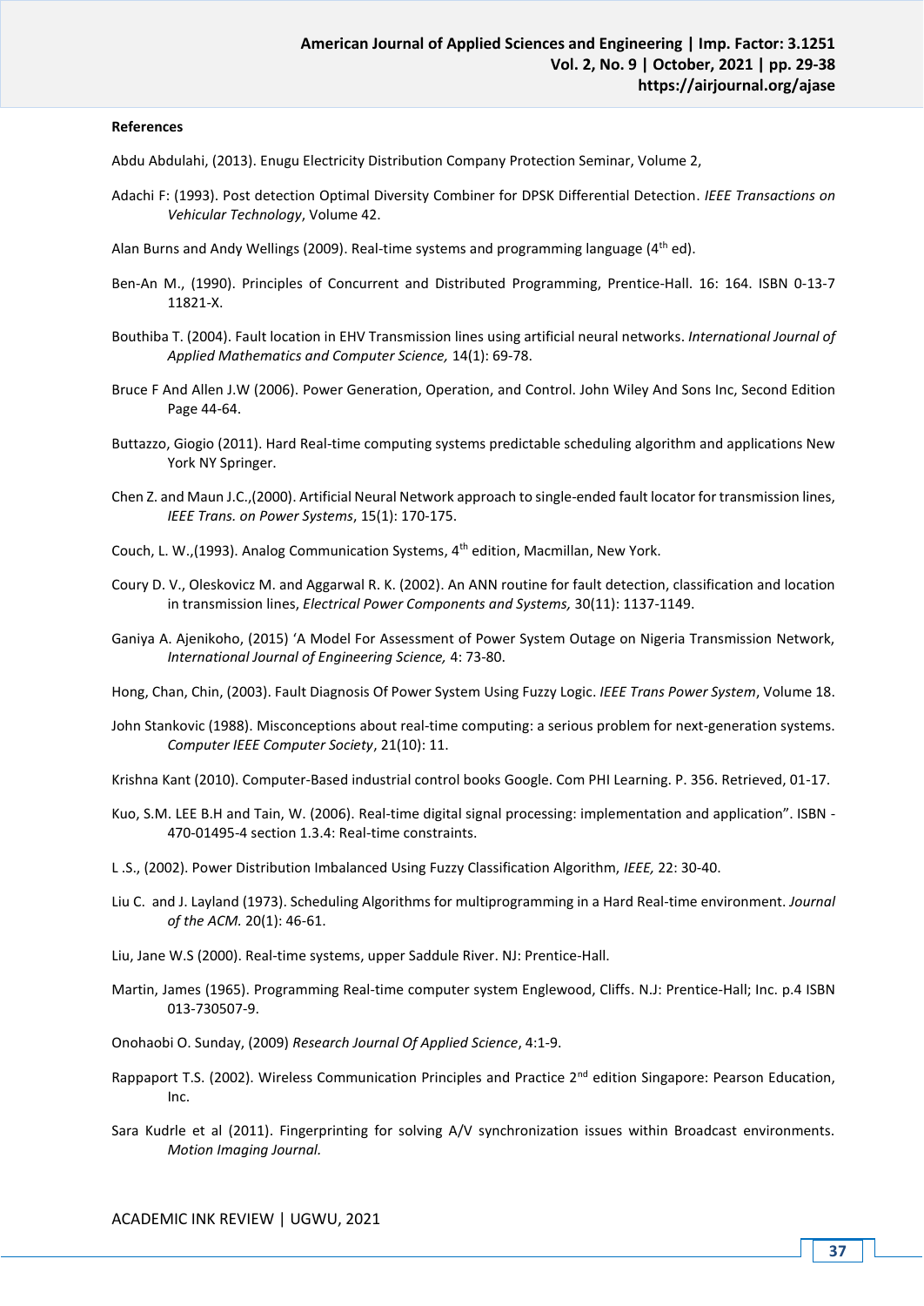**References**

Abdu Abdulahi, (2013). Enugu Electricity Distribution Company Protection Seminar, Volume 2,

Adachi F: (1993). Post detection Optimal Diversity Combiner for DPSK Differential Detection. *IEEE Transactions on Vehicular Technology*, Volume 42.

Alan Burns and Andy Wellings (2009). Real-time systems and programming language (4th ed).

Ben-An M., (1990). Principles of Concurrent and Distributed Programming, Prentice-Hall. 16: 164. ISBN 0-13-7 11821-X.

Bouthiba T. (2004). Fault location in EHV Transmission lines using artificial neural networks. *International Journal of Applied Mathematics and Computer Science,* 14(1): 69-78.

Bruce F And Allen J.W (2006). Power Generation, Operation, and Control. John Wiley And Sons Inc, Second Edition Page 44-64.

Buttazzo, Giogio (2011). Hard Real-time computing systems predictable scheduling algorithm and applications New York NY Springer.

Chen Z. and Maun J.C.,(2000). Artificial Neural Network approach to single-ended fault locator for transmission lines, *IEEE Trans. on Power Systems*, 15(1): 170-175.

Couch, L. W.,(1993). Analog Communication Systems, 4th edition, Macmillan, New York.

Coury D. V., Oleskovicz M. and Aggarwal R. K. (2002). An ANN routine for fault detection, classification and location in transmission lines, *Electrical Power Components and Systems,* 30(11): 1137-1149.

Ganiya A. Ajenikoho, (2015) 'A Model For Assessment of Power System Outage on Nigeria Transmission Network, *International Journal of Engineering Science,* 4: 73-80.

Hong, Chan, Chin, (2003). Fault Diagnosis Of Power System Using Fuzzy Logic. *IEEE Trans Power System*, Volume 18.

John Stankovic (1988). Misconceptions about real-time computing: a serious problem for next-generation systems. *Computer IEEE Computer Society*, 21(10): 11.

Krishna Kant (2010). Computer-Based industrial control books Google. Com PHI Learning. P. 356. Retrieved, 01-17.

Kuo, S.M. LEE B.H and Tain, W. (2006). Real-time digital signal processing: implementation and application". ISBN - 470-01495-4 section 1.3.4: Real-time constraints.

L .S., (2002). Power Distribution Imbalanced Using Fuzzy Classification Algorithm, *IEEE,* 22: 30-40.

Liu C. and J. Layland (1973). Scheduling Algorithms for multiprogramming in a Hard Real-time environment. *Journal of the ACM.* 20(1): 46-61.

Liu, Jane W.S (2000). Real-time systems, upper Saddule River. NJ: Prentice-Hall.

Martin, James (1965). Programming Real-time computer system Englewood, Cliffs. N.J: Prentice-Hall; Inc. p.4 ISBN 013-730507-9.

Onohaobi O. Sunday, (2009) *Research Journal Of Applied Science*, 4:1-9.

Rappaport T.S. (2002). Wireless Communication Principles and Practice 2nd edition Singapore: Pearson Education, Inc.

Sara Kudrle et al (2011). Fingerprinting for solving A/V synchronization issues within Broadcast environments. *Motion Imaging Journal.*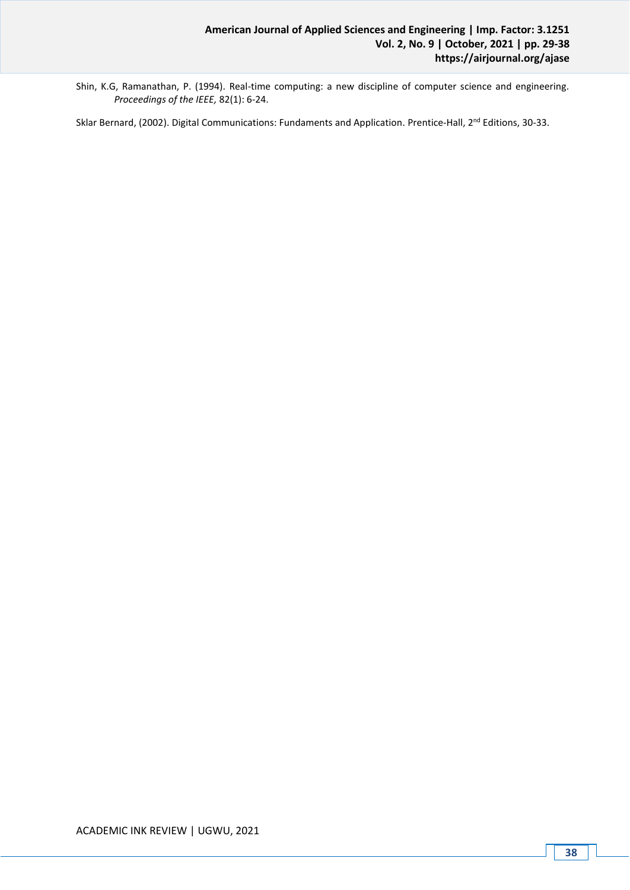Shin, K.G, Ramanathan, P. (1994). Real-time computing: a new discipline of computer science and engineering. *Proceedings of the IEEE,* 82(1): 6-24.

Sklar Bernard, (2002). Digital Communications: Fundaments and Application. Prentice-Hall, 2nd Editions, 30-33.